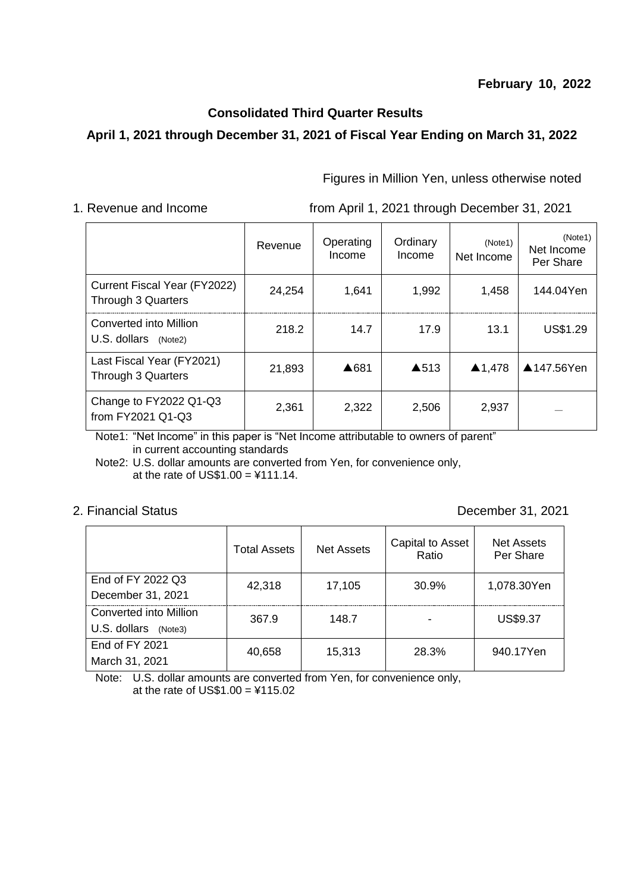**February 10, 2022**

## Consolidated Third Quarter Results

### April 1, 2021 through December 31, 2021 of Fiscal Year Ending on March 31, 2022

Figures in Million Yen, unless otherwise noted

1. Revenue and Income    from April 1, 2021 through December 31, 2021

| | Revenue | Operating Income | Ordinary Income | (Note1) Net Income | (Note1) Net Income Per Share |
|---|---|---|---|---|---|
| Current Fiscal Year (FY2022) Through 3 Quarters | 24,254 | 1,641 | 1,992 | 1,458 | 144.04Yen |
| Converted into Million U.S. dollars (Note2) | 218.2 | 14.7 | 17.9 | 13.1 | US$1.29 |
| Last Fiscal Year (FY2021) Through 3 Quarters | 21,893 | ▲681 | ▲513 | ▲1,478 | ▲147.56Yen |
| Change to FY2022 Q1-Q3 from FY2021 Q1-Q3 | 2,361 | 2,322 | 2,506 | 2,937 | — |

Note1: “Net Income” in this paper is “Net Income attributable to owners of parent” in current accounting standards

Note2: U.S. dollar amounts are converted from Yen, for convenience only, at the rate of US$1.00 = ¥111.14.

2. Financial Status    December 31, 2021

| | Total Assets | Net Assets | Capital to Asset Ratio | Net Assets Per Share |
|---|---|---|---|---|
| End of FY 2022 Q3 December 31, 2021 | 42,318 | 17,105 | 30.9% | 1,078.30Yen |
| Converted into Million U.S. dollars (Note3) | 367.9 | 148.7 | - | US$9.37 |
| End of FY 2021 March 31, 2021 | 40,658 | 15,313 | 28.3% | 940.17Yen |

Note: U.S. dollar amounts are converted from Yen, for convenience only, at the rate of US$1.00 = ¥115.02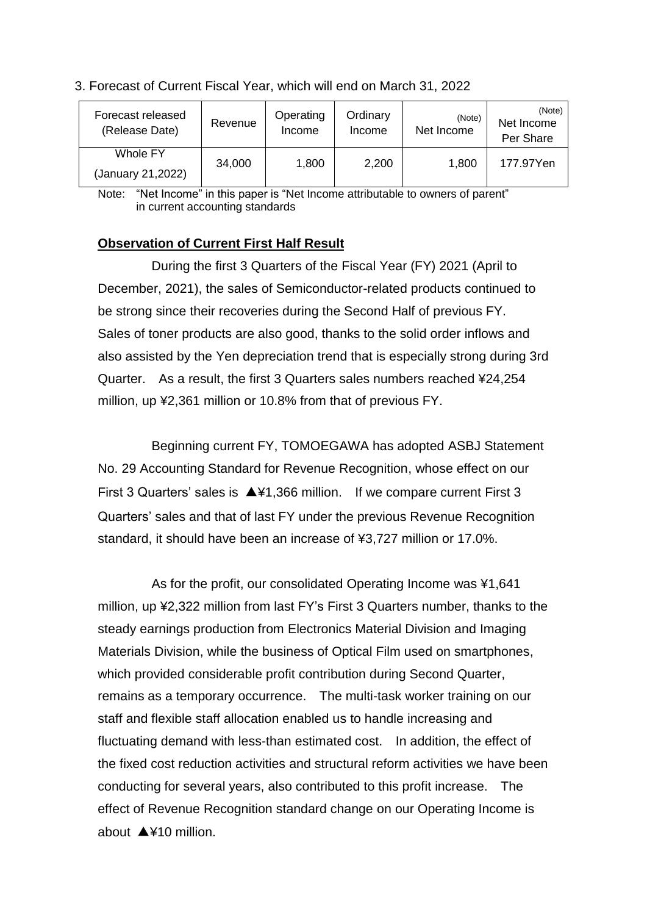3. Forecast of Current Fiscal Year, which will end on March 31, 2022

| Forecast released (Release Date) | Revenue | Operating Income | Ordinary Income | (Note) Net Income | (Note) Net Income Per Share |
|---|---|---|---|---|---|
| Whole FY (January 21,2022) | 34,000 | 1,800 | 2,200 | 1,800 | 177.97Yen |

Note: "Net Income" in this paper is "Net Income attributable to owners of parent" in current accounting standards

**Observation of Current First Half Result**

During the first 3 Quarters of the Fiscal Year (FY) 2021 (April to December, 2021), the sales of Semiconductor-related products continued to be strong since their recoveries during the Second Half of previous FY. Sales of toner products are also good, thanks to the solid order inflows and also assisted by the Yen depreciation trend that is especially strong during 3rd Quarter. As a result, the first 3 Quarters sales numbers reached ¥24,254 million, up ¥2,361 million or 10.8% from that of previous FY.

Beginning current FY, TOMOEGAWA has adopted ASBJ Statement No. 29 Accounting Standard for Revenue Recognition, whose effect on our First 3 Quarters' sales is ▲¥1,366 million. If we compare current First 3 Quarters' sales and that of last FY under the previous Revenue Recognition standard, it should have been an increase of ¥3,727 million or 17.0%.

As for the profit, our consolidated Operating Income was ¥1,641 million, up ¥2,322 million from last FY's First 3 Quarters number, thanks to the steady earnings production from Electronics Material Division and Imaging Materials Division, while the business of Optical Film used on smartphones, which provided considerable profit contribution during Second Quarter, remains as a temporary occurrence. The multi-task worker training on our staff and flexible staff allocation enabled us to handle increasing and fluctuating demand with less-than estimated cost. In addition, the effect of the fixed cost reduction activities and structural reform activities we have been conducting for several years, also contributed to this profit increase. The effect of Revenue Recognition standard change on our Operating Income is about ▲¥10 million.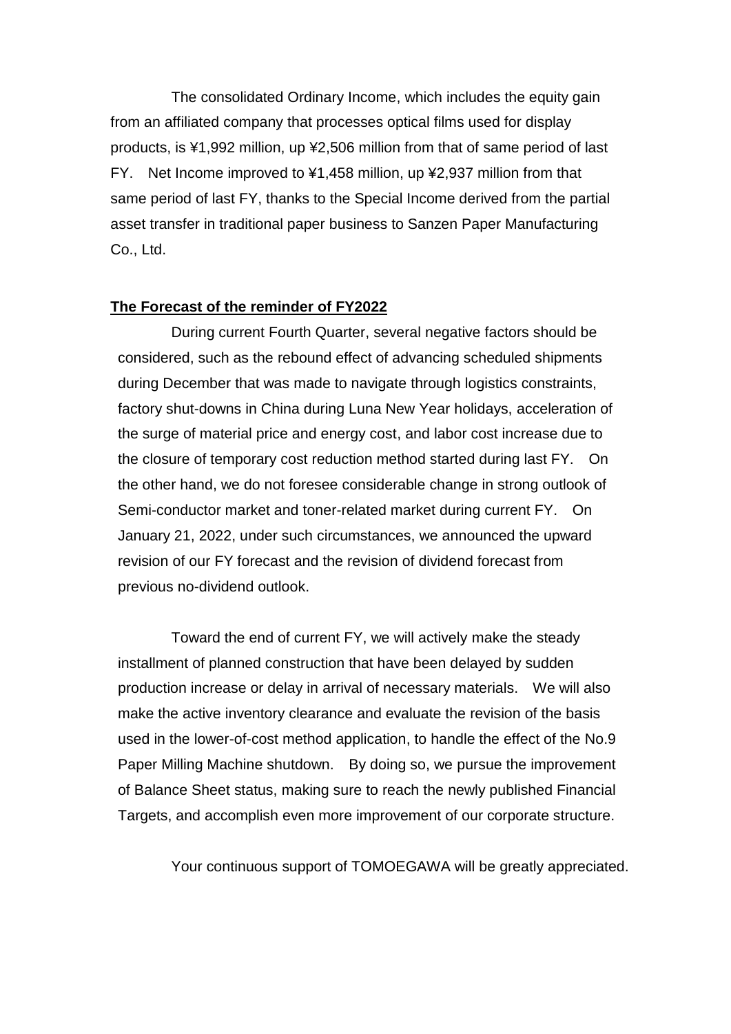The consolidated Ordinary Income, which includes the equity gain from an affiliated company that processes optical films used for display products, is ¥1,992 million, up ¥2,506 million from that of same period of last FY. Net Income improved to ¥1,458 million, up ¥2,937 million from that same period of last FY, thanks to the Special Income derived from the partial asset transfer in traditional paper business to Sanzen Paper Manufacturing Co., Ltd.

**The Forecast of the reminder of FY2022**

During current Fourth Quarter, several negative factors should be considered, such as the rebound effect of advancing scheduled shipments during December that was made to navigate through logistics constraints, factory shut-downs in China during Luna New Year holidays, acceleration of the surge of material price and energy cost, and labor cost increase due to the closure of temporary cost reduction method started during last FY. On the other hand, we do not foresee considerable change in strong outlook of Semi-conductor market and toner-related market during current FY. On January 21, 2022, under such circumstances, we announced the upward revision of our FY forecast and the revision of dividend forecast from previous no-dividend outlook.

Toward the end of current FY, we will actively make the steady installment of planned construction that have been delayed by sudden production increase or delay in arrival of necessary materials. We will also make the active inventory clearance and evaluate the revision of the basis used in the lower-of-cost method application, to handle the effect of the No.9 Paper Milling Machine shutdown. By doing so, we pursue the improvement of Balance Sheet status, making sure to reach the newly published Financial Targets, and accomplish even more improvement of our corporate structure.

Your continuous support of TOMOEGAWA will be greatly appreciated.